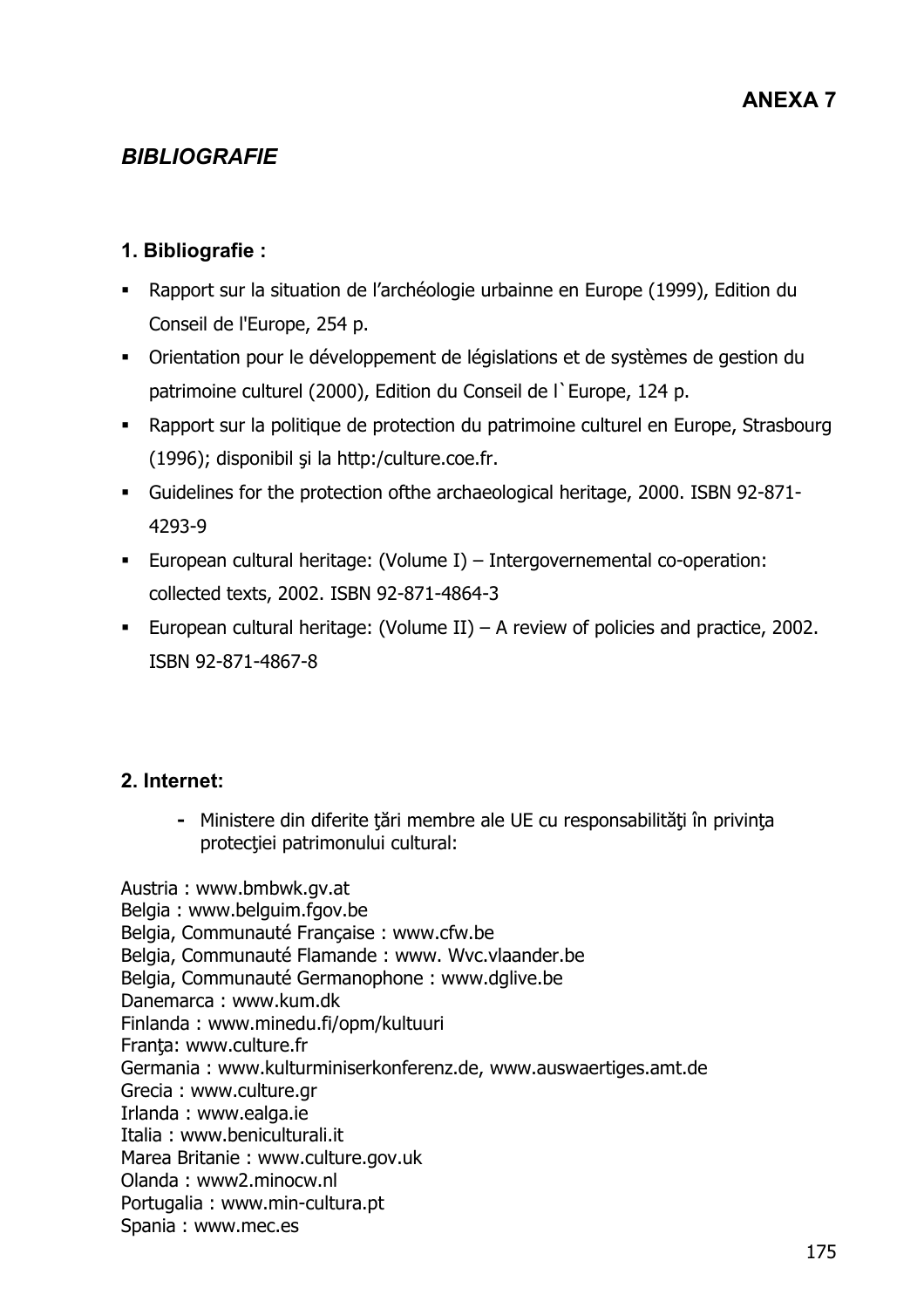# ANEXA 7

## *BIBLIOGRAFIE*

### 1. Bibliografie :

- Rapport sur la situation de l'archéologie urbainne en Europe (1999), Edition du Conseil de l'Europe, 254 p.
- Orientation pour le développement de législations et de systèmes de gestion du patrimoine culturel (2000), Edition du Conseil de l`Europe, 124 p.
- Rapport sur la politique de protection du patrimoine culturel en Europe, Strasbourg (1996); disponibil şi la http:/culture.coe.fr.
- Guidelines for the protection ofthe archaeological heritage, 2000. ISBN 92-871-4293-9
- European cultural heritage: (Volume I) – Intergovernemental co-operation: collected texts, 2002. ISBN 92-871-4864-3
- European cultural heritage: (Volume II) – A review of policies and practice, 2002. ISBN 92-871-4867-8

### 2. Internet:

- Ministere din diferite ţări membre ale UE cu responsabilităţi în privinţa protecţiei patrimonului cultural:

Austria : www.bmbwk.gv.at
Belgia : www.belguim.fgov.be
Belgia, Communauté Française : www.cfw.be
Belgia, Communauté Flamande : www. Wvc.vlaander.be
Belgia, Communauté Germanophone : www.dglive.be
Danemarca : www.kum.dk
Finlanda : www.minedu.fi/opm/kultuuri
Franţa: www.culture.fr
Germania : www.kulturminiserkonferenz.de, www.auswaertiges.amt.de
Grecia : www.culture.gr
Irlanda : www.ealga.ie
Italia : www.beniculturali.it
Marea Britanie : www.culture.gov.uk
Olanda : www2.minocw.nl
Portugalia : www.min-cultura.pt
Spania : www.mec.es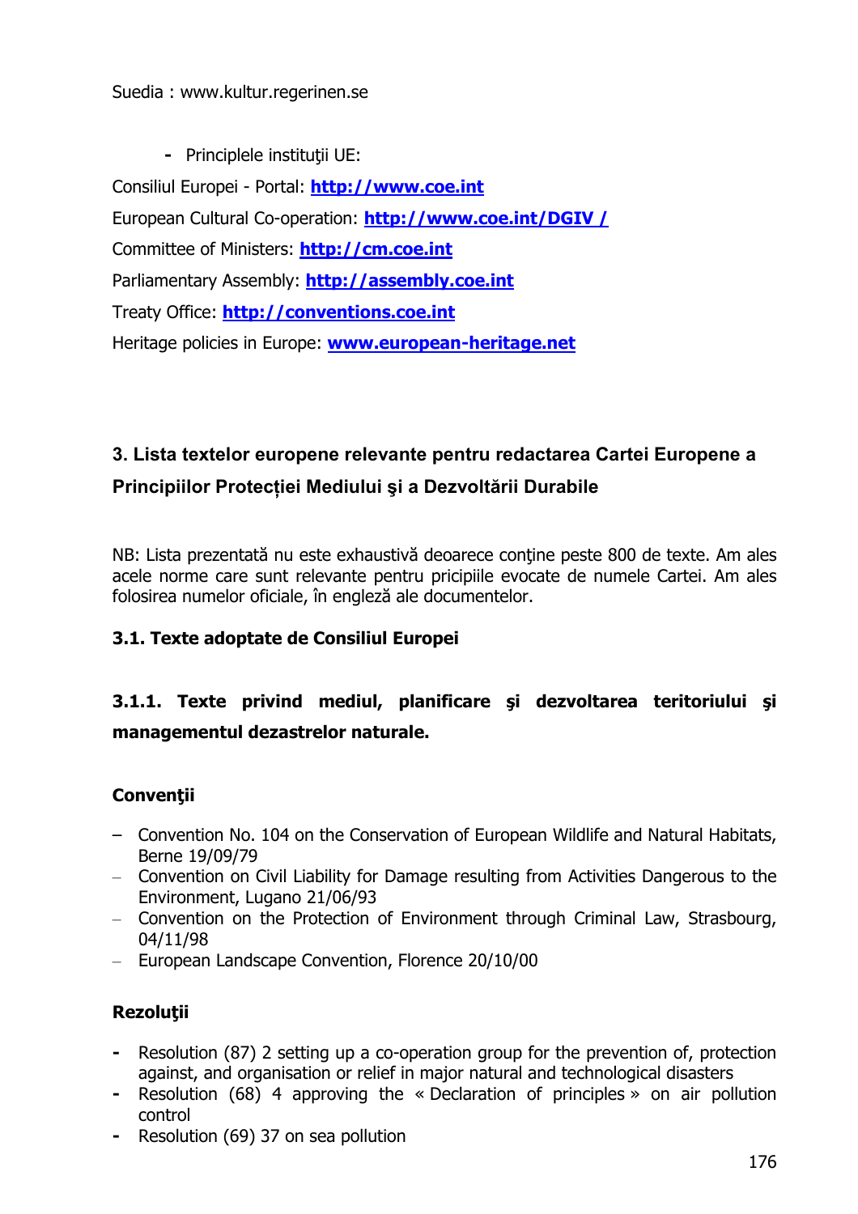Suedia : www.kultur.regerinen.se

- Principlele instituţii UE:

Consiliul Europei - Portal: **http://www.coe.int**

European Cultural Co-operation: **http://www.coe.int/DGIV /**

Committee of Ministers: **http://cm.coe.int**

Parliamentary Assembly: **http://assembly.coe.int**

Treaty Office: **http://conventions.coe.int**

Heritage policies in Europe: **www.european-heritage.net**

## 3. Lista textelor europene relevante pentru redactarea Cartei Europene a Principiilor Protecției Mediului şi a Dezvoltării Durabile

NB: Lista prezentată nu este exhaustivă deoarece conţine peste 800 de texte. Am ales acele norme care sunt relevante pentru pricipiile evocate de numele Cartei. Am ales folosirea numelor oficiale, în engleză ale documentelor.

### 3.1. Texte adoptate de Consiliul Europei

#### 3.1.1. Texte privind mediul, planificare şi dezvoltarea teritoriului şi managementul dezastrelor naturale.

**Convenţii**

- Convention No. 104 on the Conservation of European Wildlife and Natural Habitats, Berne 19/09/79
- Convention on Civil Liability for Damage resulting from Activities Dangerous to the Environment, Lugano 21/06/93
- Convention on the Protection of Environment through Criminal Law, Strasbourg, 04/11/98
- European Landscape Convention, Florence 20/10/00

**Rezoluţii**

- Resolution (87) 2 setting up a co-operation group for the prevention of, protection against, and organisation or relief in major natural and technological disasters
- Resolution (68) 4 approving the « Declaration of principles » on air pollution control
- Resolution (69) 37 on sea pollution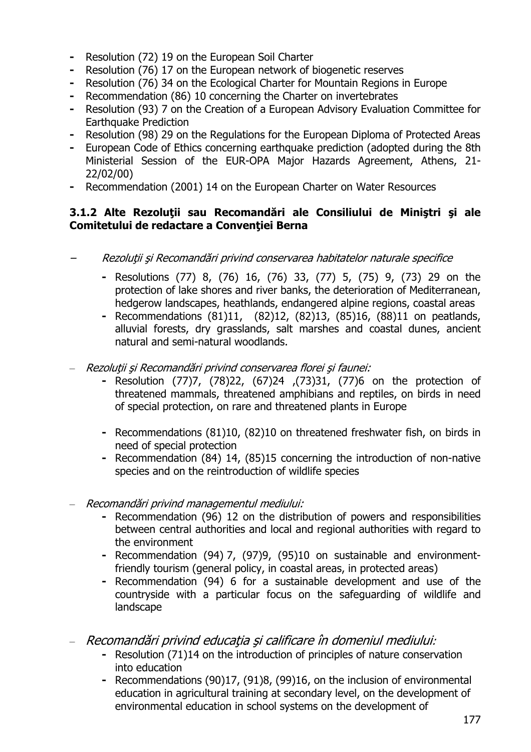- Resolution (72) 19 on the European Soil Charter
- Resolution (76) 17 on the European network of biogenetic reserves
- Resolution (76) 34 on the Ecological Charter for Mountain Regions in Europe
- Recommendation (86) 10 concerning the Charter on invertebrates
- Resolution (93) 7 on the Creation of a European Advisory Evaluation Committee for Earthquake Prediction
- Resolution (98) 29 on the Regulations for the European Diploma of Protected Areas
- European Code of Ethics concerning earthquake prediction (adopted during the 8th Ministerial Session of the EUR-OPA Major Hazards Agreement, Athens, 21-22/02/00)
- Recommendation (2001) 14 on the European Charter on Water Resources

### 3.1.2 Alte Rezoluţii sau Recomandări ale Consiliului de Miniştri şi ale Comitetului de redactare a Convenţiei Berna

– *Rezoluţii şi Recomandări privind conservarea habitatelor naturale specifice*
  - Resolutions (77) 8, (76) 16, (76) 33, (77) 5, (75) 9, (73) 29 on the protection of lake shores and river banks, the deterioration of Mediterranean, hedgerow landscapes, heathlands, endangered alpine regions, coastal areas
  - Recommendations (81)11, (82)12, (82)13, (85)16, (88)11 on peatlands, alluvial forests, dry grasslands, salt marshes and coastal dunes, ancient natural and semi-natural woodlands.

– *Rezoluţii şi Recomandări privind conservarea florei şi faunei:*
  - Resolution (77)7, (78)22, (67)24 ,(73)31, (77)6 on the protection of threatened mammals, threatened amphibians and reptiles, on birds in need of special protection, on rare and threatened plants in Europe
  - Recommendations (81)10, (82)10 on threatened freshwater fish, on birds in need of special protection
  - Recommendation (84) 14, (85)15 concerning the introduction of non-native species and on the reintroduction of wildlife species

– *Recomandări privind managementul mediului:*
  - Recommendation (96) 12 on the distribution of powers and responsibilities between central authorities and local and regional authorities with regard to the environment
  - Recommendation (94) 7, (97)9, (95)10 on sustainable and environment-friendly tourism (general policy, in coastal areas, in protected areas)
  - Recommendation (94) 6 for a sustainable development and use of the countryside with a particular focus on the safeguarding of wildlife and landscape

– *Recomandări privind educaţia şi calificare în domeniul mediului:*
  - Resolution (71)14 on the introduction of principles of nature conservation into education
  - Recommendations (90)17, (91)8, (99)16, on the inclusion of environmental education in agricultural training at secondary level, on the development of environmental education in school systems on the development of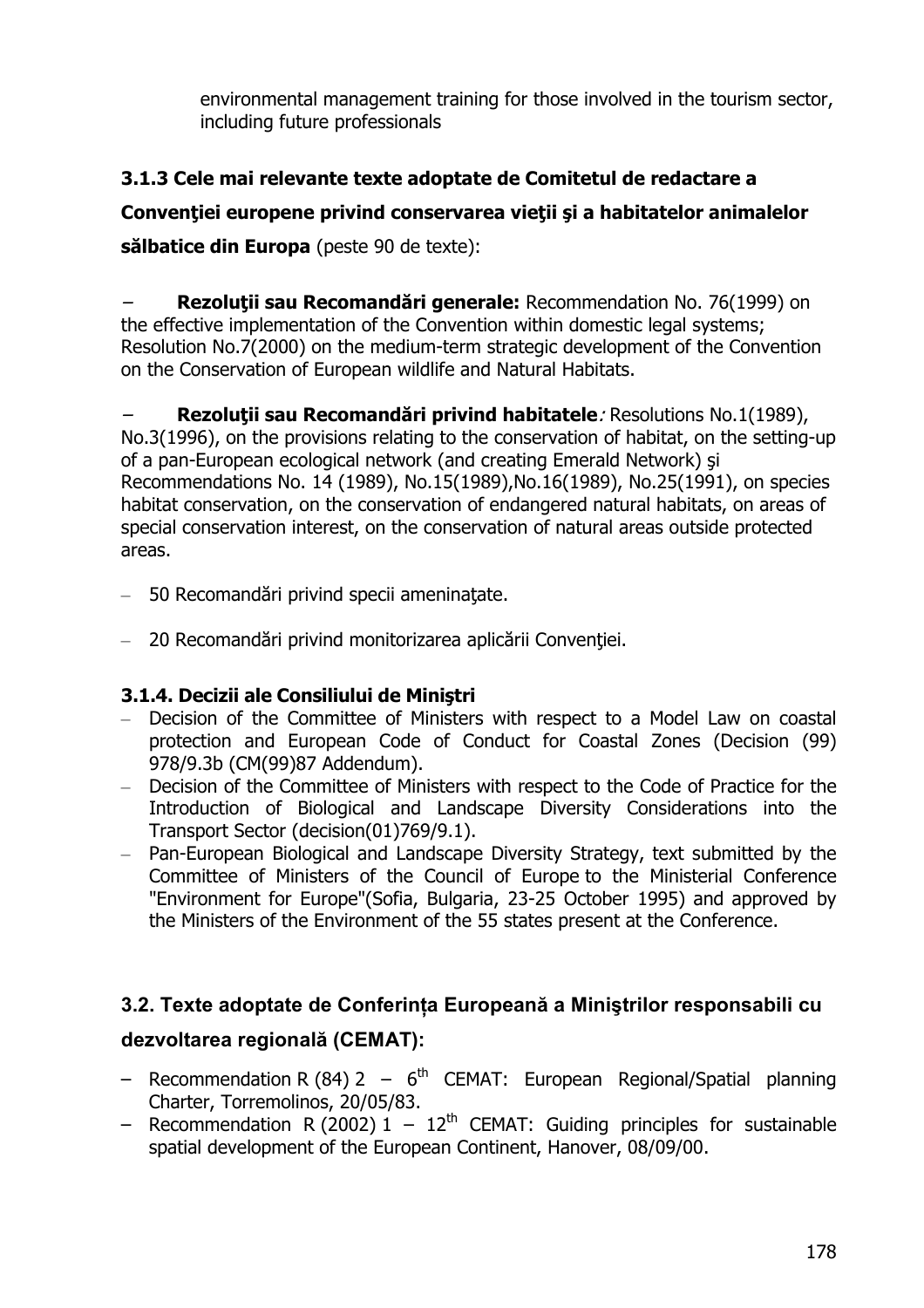environmental management training for those involved in the tourism sector, including future professionals

### 3.1.3 Cele mai relevante texte adoptate de Comitetul de redactare a Convenţiei europene privind conservarea vieţii şi a habitatelor animalelor sălbatice din Europa (peste 90 de texte):

- **Rezoluţii sau Recomandări generale:** Recommendation No. 76(1999) on the effective implementation of the Convention within domestic legal systems; Resolution No.7(2000) on the medium-term strategic development of the Convention on the Conservation of European wildlife and Natural Habitats.

- **Rezoluţii sau Recomandări privind habitatele***:* Resolutions No.1(1989), No.3(1996), on the provisions relating to the conservation of habitat, on the setting-up of a pan-European ecological network (and creating Emerald Network) şi Recommendations No. 14 (1989), No.15(1989),No.16(1989), No.25(1991), on species habitat conservation, on the conservation of endangered natural habitats, on areas of special conservation interest, on the conservation of natural areas outside protected areas.

- 50 Recomandări privind specii ameninaţate.

- 20 Recomandări privind monitorizarea aplicării Convenţiei.

### 3.1.4. Decizii ale Consiliului de Miniştri

- Decision of the Committee of Ministers with respect to a Model Law on coastal protection and European Code of Conduct for Coastal Zones (Decision (99) 978/9.3b (CM(99)87 Addendum).
- Decision of the Committee of Ministers with respect to the Code of Practice for the Introduction of Biological and Landscape Diversity Considerations into the Transport Sector (decision(01)769/9.1).
- Pan-European Biological and Landscape Diversity Strategy, text submitted by the Committee of Ministers of the Council of Europe to the Ministerial Conference "Environment for Europe"(Sofia, Bulgaria, 23-25 October 1995) and approved by the Ministers of the Environment of the 55 states present at the Conference.

### 3.2. Texte adoptate de Conferința Europeană a Miniştrilor responsabili cu dezvoltarea regională (CEMAT):

- Recommendation R (84) 2 – 6th CEMAT: European Regional/Spatial planning Charter, Torremolinos, 20/05/83.
- Recommendation R (2002) 1 – 12th CEMAT: Guiding principles for sustainable spatial development of the European Continent, Hanover, 08/09/00.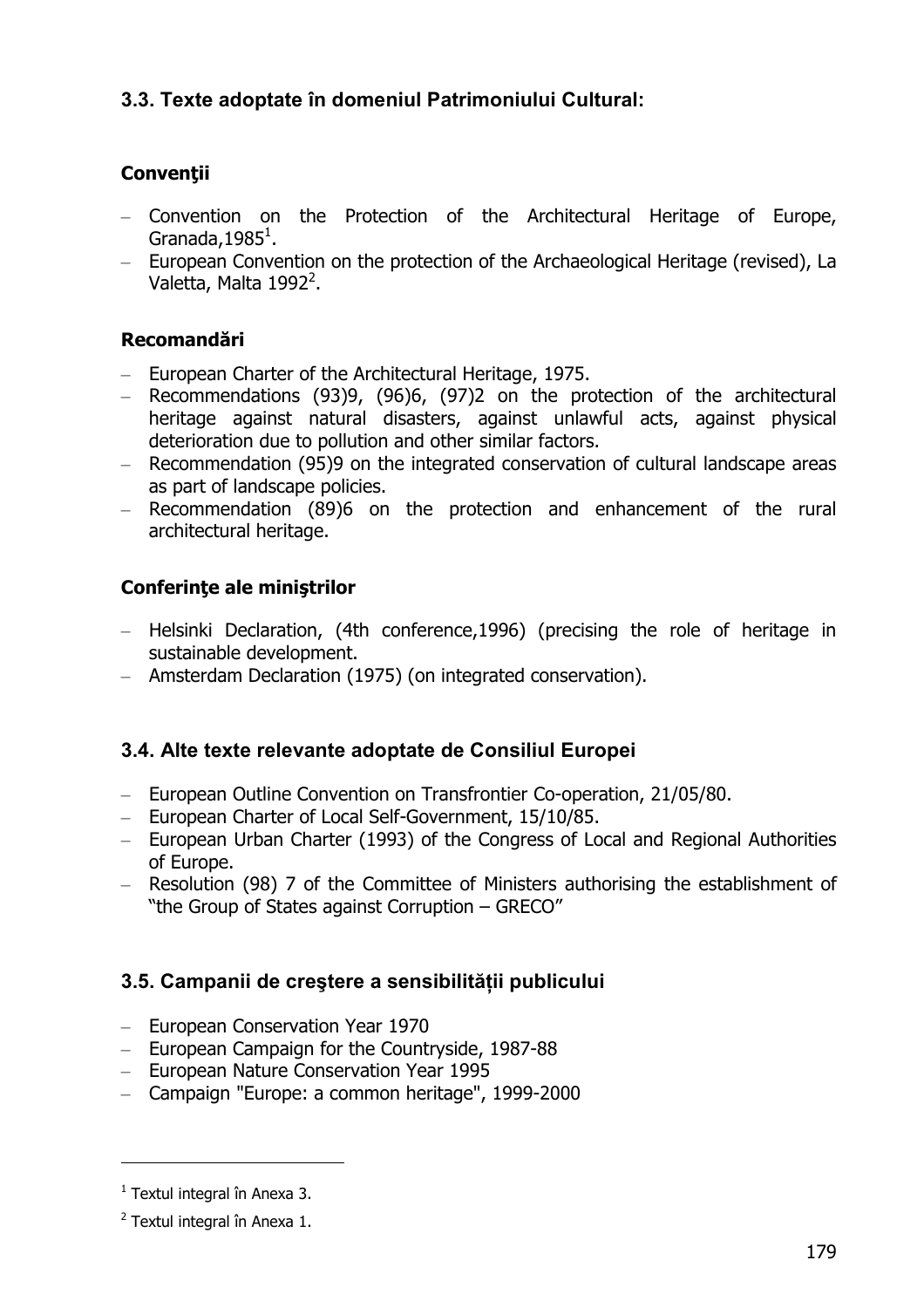### 3.3. Texte adoptate în domeniul Patrimoniului Cultural:

#### Convenţii

- Convention on the Protection of the Architectural Heritage of Europe, Granada,1985[1].
- European Convention on the protection of the Archaeological Heritage (revised), La Valetta, Malta 1992[2].

#### Recomandări

- European Charter of the Architectural Heritage, 1975.
- Recommendations (93)9, (96)6, (97)2 on the protection of the architectural heritage against natural disasters, against unlawful acts, against physical deterioration due to pollution and other similar factors.
- Recommendation (95)9 on the integrated conservation of cultural landscape areas as part of landscape policies.
- Recommendation (89)6 on the protection and enhancement of the rural architectural heritage.

#### Conferinţe ale miniştrilor

- Helsinki Declaration, (4th conference,1996) (precising the role of heritage in sustainable development.
- Amsterdam Declaration (1975) (on integrated conservation).

### 3.4. Alte texte relevante adoptate de Consiliul Europei

- European Outline Convention on Transfrontier Co-operation, 21/05/80.
- European Charter of Local Self-Government, 15/10/85.
- European Urban Charter (1993) of the Congress of Local and Regional Authorities of Europe.
- Resolution (98) 7 of the Committee of Ministers authorising the establishment of "the Group of States against Corruption – GRECO"

### 3.5. Campanii de creştere a sensibilității publicului

- European Conservation Year 1970
- European Campaign for the Countryside, 1987-88
- European Nature Conservation Year 1995
- Campaign "Europe: a common heritage", 1999-2000

---

[1] Textul integral în Anexa 3.

[2] Textul integral în Anexa 1.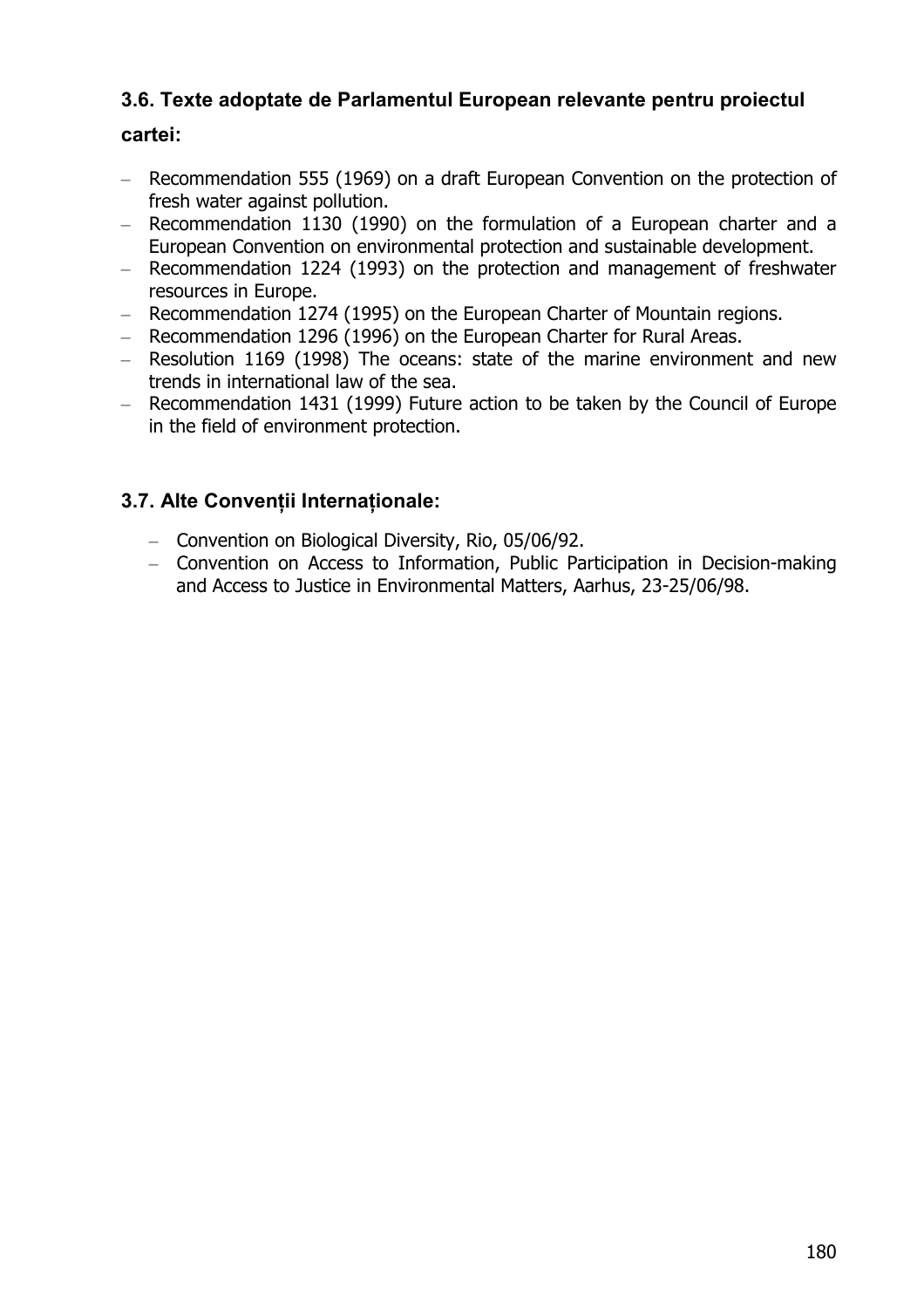### 3.6. Texte adoptate de Parlamentul European relevante pentru proiectul cartei:

- Recommendation 555 (1969) on a draft European Convention on the protection of fresh water against pollution.
- Recommendation 1130 (1990) on the formulation of a European charter and a European Convention on environmental protection and sustainable development.
- Recommendation 1224 (1993) on the protection and management of freshwater resources in Europe.
- Recommendation 1274 (1995) on the European Charter of Mountain regions.
- Recommendation 1296 (1996) on the European Charter for Rural Areas.
- Resolution 1169 (1998) The oceans: state of the marine environment and new trends in international law of the sea.
- Recommendation 1431 (1999) Future action to be taken by the Council of Europe in the field of environment protection.

### 3.7. Alte Convenții Internaționale:

- Convention on Biological Diversity, Rio, 05/06/92.
- Convention on Access to Information, Public Participation in Decision-making and Access to Justice in Environmental Matters, Aarhus, 23-25/06/98.